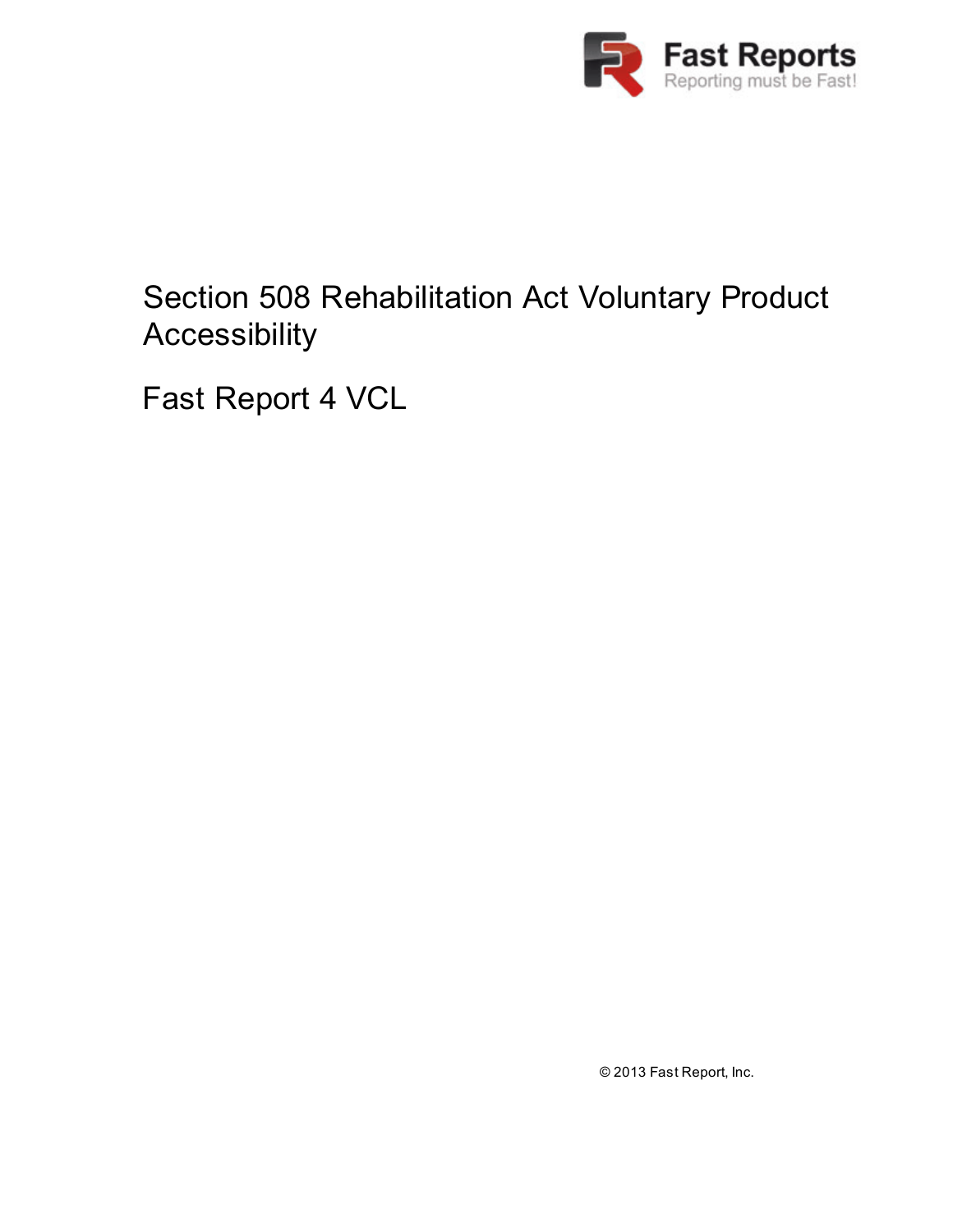Fast Reports

Reporting must be Fast!

# Section 508 Rehabilitation Act Voluntary Product Accessibility

# Fast Report 4 VCL

© 2013 Fast Report, Inc.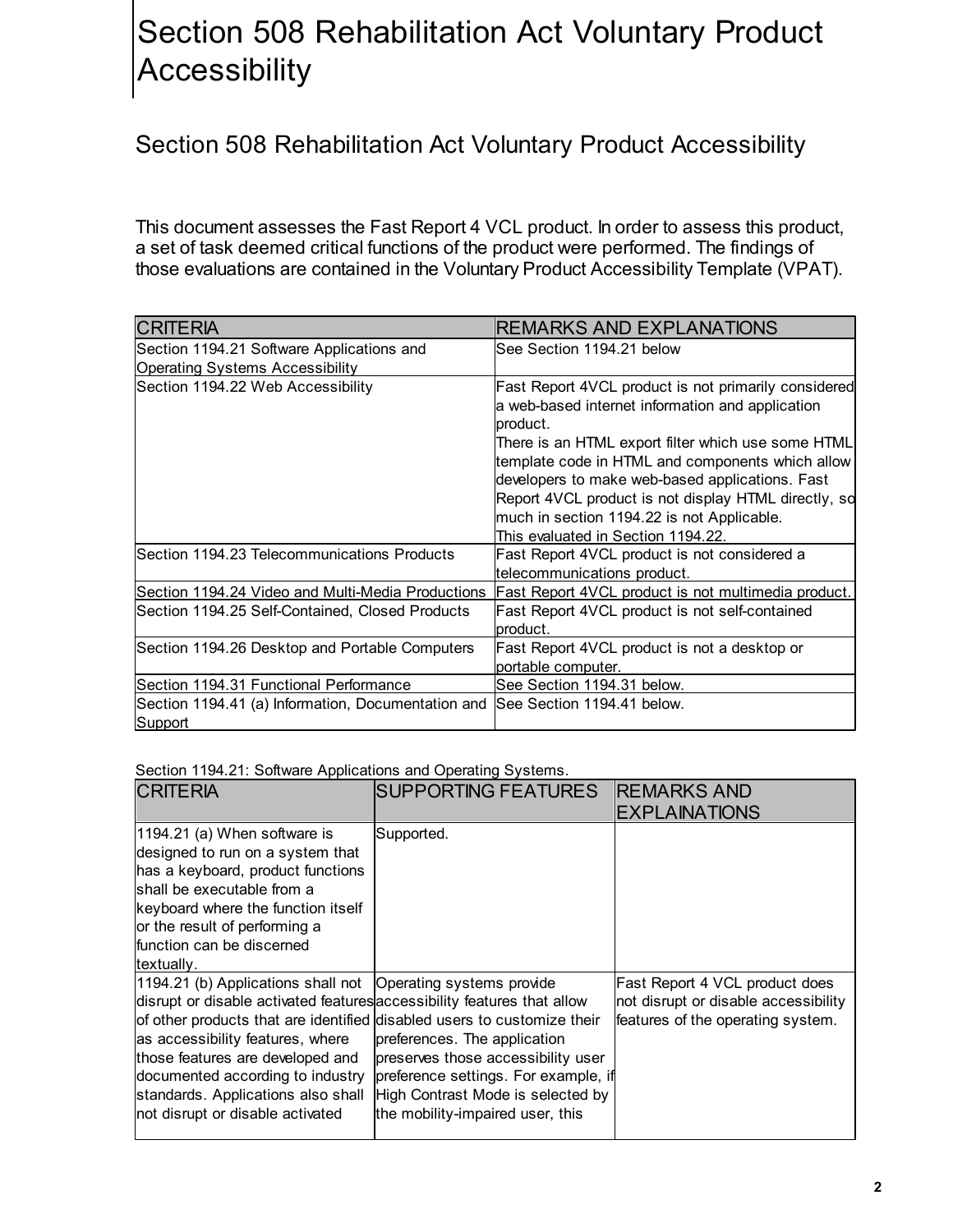# Section 508 Rehabilitation Act Voluntary Product Accessibility

## Section 508 Rehabilitation Act Voluntary Product Accessibility

This document assesses the Fast Report 4 VCL product. In order to assess this product, a set of task deemed critical functions of the product were performed. The findings of those evaluations are contained in the Voluntary Product Accessibility Template (VPAT).

| CRITERIA | REMARKS AND EXPLANATIONS |
|---|---|
| Section 1194.21 Software Applications and Operating Systems Accessibility | See Section 1194.21 below |
| Section 1194.22 Web Accessibility | Fast Report 4VCL product is not primarily considered a web-based internet information and application product.<br>There is an HTML export filter which use some HTML template code in HTML and components which allow developers to make web-based applications. Fast Report 4VCL product is not display HTML directly, so much in section 1194.22 is not Applicable.<br>This evaluated in Section 1194.22. |
| Section 1194.23 Telecommunications Products | Fast Report 4VCL product is not considered a telecommunications product. |
| Section 1194.24 Video and Multi-Media Productions | Fast Report 4VCL product is not multimedia product. |
| Section 1194.25 Self-Contained, Closed Products | Fast Report 4VCL product is not self-contained product. |
| Section 1194.26 Desktop and Portable Computers | Fast Report 4VCL product is not a desktop or portable computer. |
| Section 1194.31 Functional Performance | See Section 1194.31 below. |
| Section 1194.41 (a) Information, Documentation and Support | See Section 1194.41 below. |

Section 1194.21: Software Applications and Operating Systems.

| CRITERIA | SUPPORTING FEATURES | REMARKS AND EXPLAINATIONS |
|---|---|---|
| 1194.21 (a) When software is designed to run on a system that has a keyboard, product functions shall be executable from a keyboard where the function itself or the result of performing a function can be discerned textually. | Supported. | |
| 1194.21 (b) Applications shall not disrupt or disable activated features of other products that are identified as accessibility features, where those features are developed and documented according to industry standards. Applications also shall not disrupt or disable activated | Operating systems provide accessibility features that allow disabled users to customize their preferences. The application preserves those accessibility user preference settings. For example, if High Contrast Mode is selected by the mobility-impaired user, this | Fast Report 4 VCL product does not disrupt or disable accessibility features of the operating system. |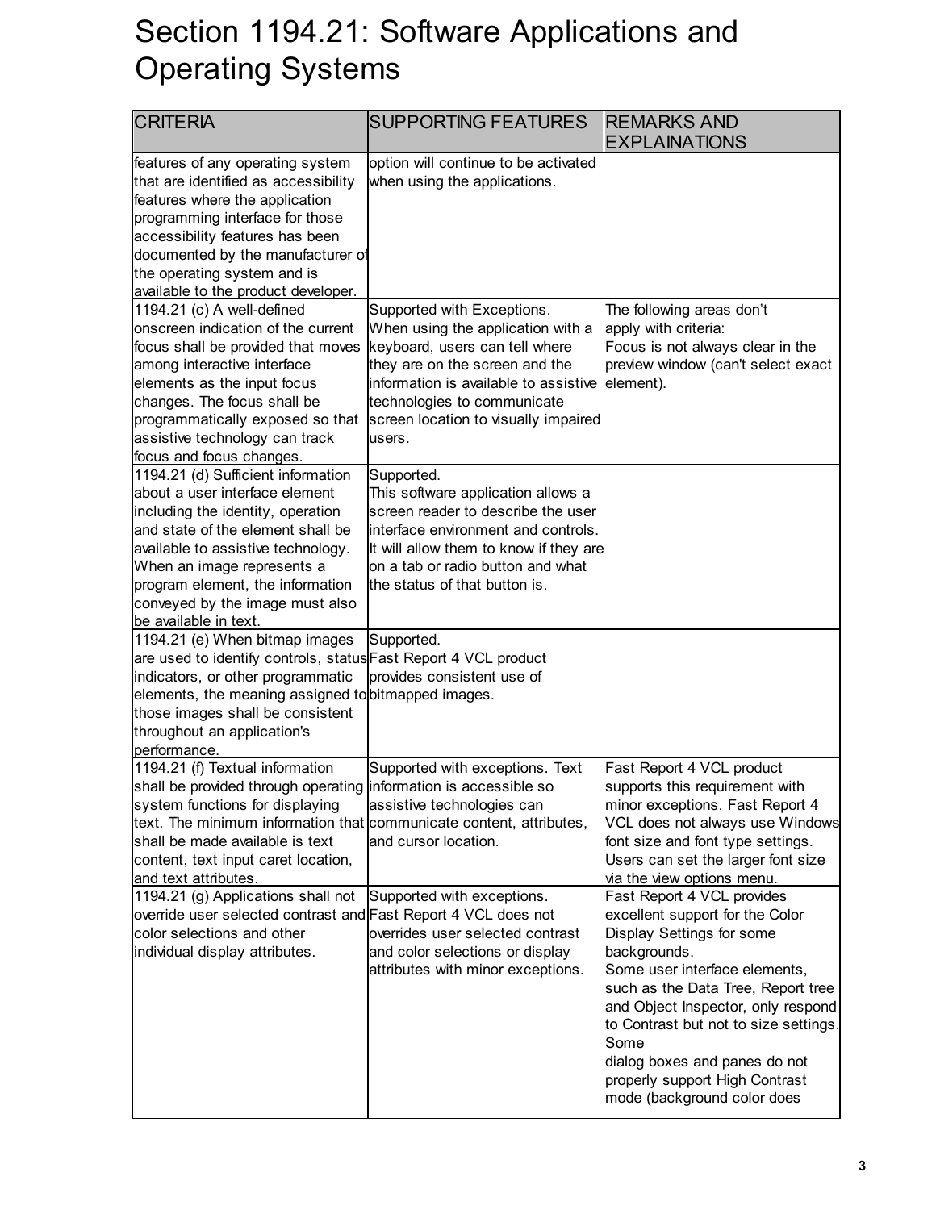# Section 1194.21: Software Applications and Operating Systems

| CRITERIA | SUPPORTING FEATURES | REMARKS AND EXPLAINATIONS |
|---|---|---|
| features of any operating system that are identified as accessibility features where the application programming interface for those accessibility features has been documented by the manufacturer of the operating system and is available to the product developer. | option will continue to be activated when using the applications. | |
| 1194.21 (c) A well-defined onscreen indication of the current focus shall be provided that moves among interactive interface elements as the input focus changes. The focus shall be programmatically exposed so that assistive technology can track focus and focus changes. | Supported with Exceptions. When using the application with a keyboard, users can tell where they are on the screen and the information is available to assistive technologies to communicate screen location to visually impaired users. | The following areas don't apply with criteria: Focus is not always clear in the preview window (can't select exact element). |
| 1194.21 (d) Sufficient information about a user interface element including the identity, operation and state of the element shall be available to assistive technology. When an image represents a program element, the information conveyed by the image must also be available in text. | Supported. This software application allows a screen reader to describe the user interface environment and controls. It will allow them to know if they are on a tab or radio button and what the status of that button is. | |
| 1194.21 (e) When bitmap images are used to identify controls, status indicators, or other programmatic elements, the meaning assigned to those images shall be consistent throughout an application's performance. | Supported. Fast Report 4 VCL product provides consistent use of bitmapped images. | |
| 1194.21 (f) Textual information shall be provided through operating system functions for displaying text. The minimum information that shall be made available is text content, text input caret location, and text attributes. | Supported with exceptions. Text information is accessible so assistive technologies can communicate content, attributes, and cursor location. | Fast Report 4 VCL product supports this requirement with minor exceptions. Fast Report 4 VCL does not always use Windows font size and font type settings. Users can set the larger font size via the view options menu. |
| 1194.21 (g) Applications shall not override user selected contrast and color selections and other individual display attributes. | Supported with exceptions. Fast Report 4 VCL does not overrides user selected contrast and color selections or display attributes with minor exceptions. | Fast Report 4 VCL provides excellent support for the Color Display Settings for some backgrounds. Some user interface elements, such as the Data Tree, Report tree and Object Inspector, only respond to Contrast but not to size settings. Some dialog boxes and panes do not properly support High Contrast mode (background color does |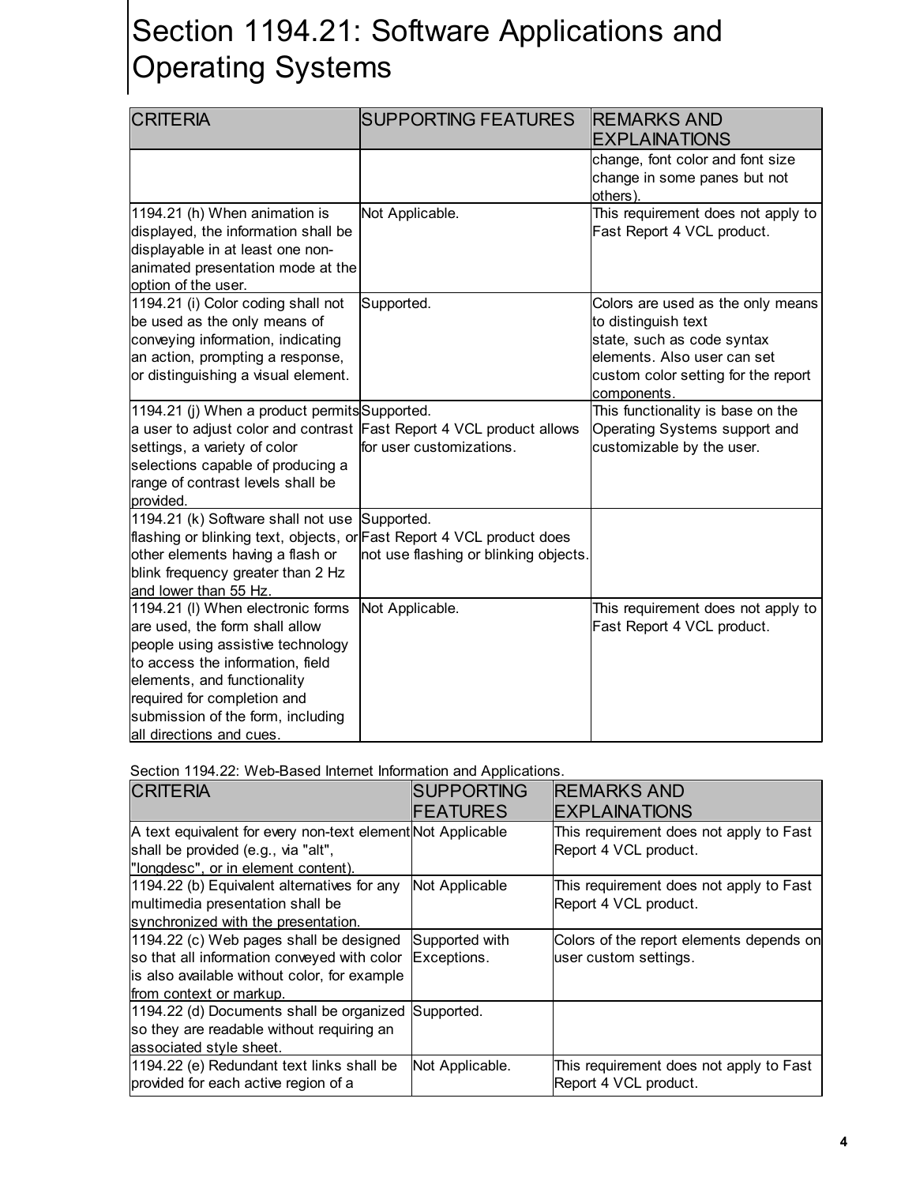# Section 1194.21: Software Applications and Operating Systems

| CRITERIA | SUPPORTING FEATURES | REMARKS AND EXPLAINATIONS |
|---|---|---|
| | | change, font color and font size change in some panes but not others). |
| 1194.21 (h) When animation is displayed, the information shall be displayable in at least one non-animated presentation mode at the option of the user. | Not Applicable. | This requirement does not apply to Fast Report 4 VCL product. |
| 1194.21 (i) Color coding shall not be used as the only means of conveying information, indicating an action, prompting a response, or distinguishing a visual element. | Supported. | Colors are used as the only means to distinguish text state, such as code syntax elements. Also user can set custom color setting for the report components. |
| 1194.21 (j) When a product permits a user to adjust color and contrast settings, a variety of color selections capable of producing a range of contrast levels shall be provided. | Supported. Fast Report 4 VCL product allows for user customizations. | This functionality is base on the Operating Systems support and customizable by the user. |
| 1194.21 (k) Software shall not use flashing or blinking text, objects, or other elements having a flash or blink frequency greater than 2 Hz and lower than 55 Hz. | Supported. Fast Report 4 VCL product does not use flashing or blinking objects. | |
| 1194.21 (l) When electronic forms are used, the form shall allow people using assistive technology to access the information, field elements, and functionality required for completion and submission of the form, including all directions and cues. | Not Applicable. | This requirement does not apply to Fast Report 4 VCL product. |

Section 1194.22: Web-Based Internet Information and Applications.

| CRITERIA | SUPPORTING FEATURES | REMARKS AND EXPLAINATIONS |
|---|---|---|
| A text equivalent for every non-text element shall be provided (e.g., via "alt", "longdesc", or in element content). | Not Applicable | This requirement does not apply to Fast Report 4 VCL product. |
| 1194.22 (b) Equivalent alternatives for any multimedia presentation shall be synchronized with the presentation. | Not Applicable | This requirement does not apply to Fast Report 4 VCL product. |
| 1194.22 (c) Web pages shall be designed so that all information conveyed with color is also available without color, for example from context or markup. | Supported with Exceptions. | Colors of the report elements depends on user custom settings. |
| 1194.22 (d) Documents shall be organized so they are readable without requiring an associated style sheet. | Supported. | |
| 1194.22 (e) Redundant text links shall be provided for each active region of a | Not Applicable. | This requirement does not apply to Fast Report 4 VCL product. |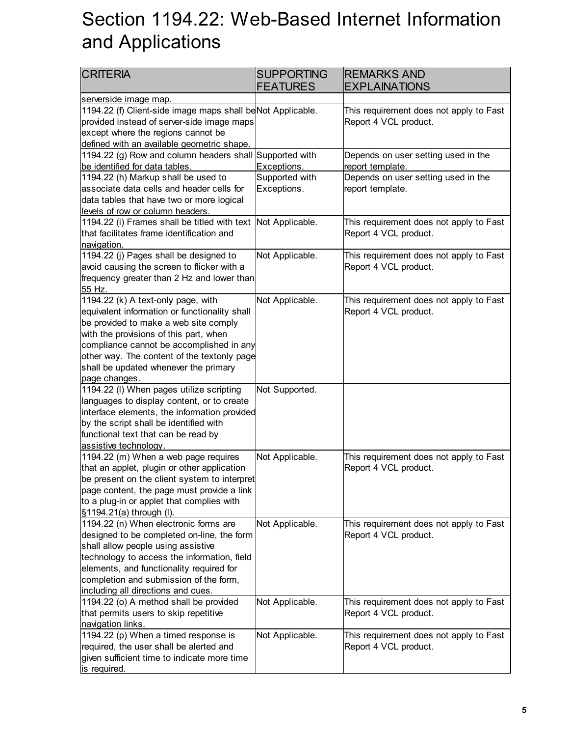# Section 1194.22: Web-Based Internet Information and Applications

| CRITERIA | SUPPORTING FEATURES | REMARKS AND EXPLAINATIONS |
| --- | --- | --- |
| serverside image map. | | |
| 1194.22 (f) Client-side image maps shall be provided instead of server-side image maps except where the regions cannot be defined with an available geometric shape. | Not Applicable. | This requirement does not apply to Fast Report 4 VCL product. |
| 1194.22 (g) Row and column headers shall be identified for data tables. | Supported with Exceptions. | Depends on user setting used in the report template. |
| 1194.22 (h) Markup shall be used to associate data cells and header cells for data tables that have two or more logical levels of row or column headers. | Supported with Exceptions. | Depends on user setting used in the report template. |
| 1194.22 (i) Frames shall be titled with text that facilitates frame identification and navigation. | Not Applicable. | This requirement does not apply to Fast Report 4 VCL product. |
| 1194.22 (j) Pages shall be designed to avoid causing the screen to flicker with a frequency greater than 2 Hz and lower than 55 Hz. | Not Applicable. | This requirement does not apply to Fast Report 4 VCL product. |
| 1194.22 (k) A text-only page, with equivalent information or functionality shall be provided to make a web site comply with the provisions of this part, when compliance cannot be accomplished in any other way. The content of the textonly page shall be updated whenever the primary page changes. | Not Applicable. | This requirement does not apply to Fast Report 4 VCL product. |
| 1194.22 (l) When pages utilize scripting languages to display content, or to create interface elements, the information provided by the script shall be identified with functional text that can be read by assistive technology. | Not Supported. | |
| 1194.22 (m) When a web page requires that an applet, plugin or other application be present on the client system to interpret page content, the page must provide a link to a plug-in or applet that complies with §1194.21(a) through (l). | Not Applicable. | This requirement does not apply to Fast Report 4 VCL product. |
| 1194.22 (n) When electronic forms are designed to be completed on-line, the form shall allow people using assistive technology to access the information, field elements, and functionality required for completion and submission of the form, including all directions and cues. | Not Applicable. | This requirement does not apply to Fast Report 4 VCL product. |
| 1194.22 (o) A method shall be provided that permits users to skip repetitive navigation links. | Not Applicable. | This requirement does not apply to Fast Report 4 VCL product. |
| 1194.22 (p) When a timed response is required, the user shall be alerted and given sufficient time to indicate more time is required. | Not Applicable. | This requirement does not apply to Fast Report 4 VCL product. |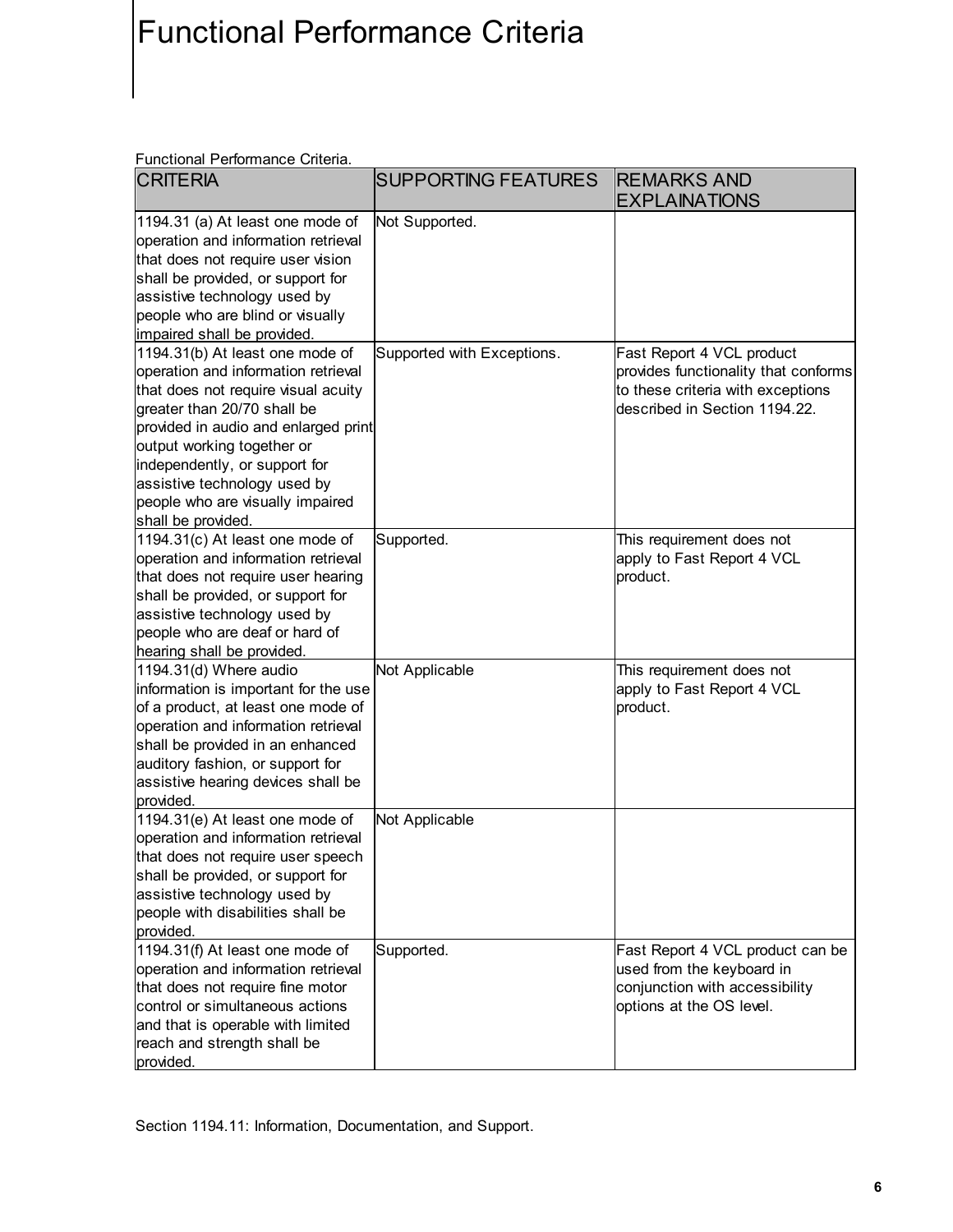# Functional Performance Criteria

Functional Performance Criteria.

| CRITERIA | SUPPORTING FEATURES | REMARKS AND EXPLAINATIONS |
|---|---|---|
| 1194.31 (a) At least one mode of operation and information retrieval that does not require user vision shall be provided, or support for assistive technology used by people who are blind or visually impaired shall be provided. | Not Supported. | |
| 1194.31(b) At least one mode of operation and information retrieval that does not require visual acuity greater than 20/70 shall be provided in audio and enlarged print output working together or independently, or support for assistive technology used by people who are visually impaired shall be provided. | Supported with Exceptions. | Fast Report 4 VCL product provides functionality that conforms to these criteria with exceptions described in Section 1194.22. |
| 1194.31(c) At least one mode of operation and information retrieval that does not require user hearing shall be provided, or support for assistive technology used by people who are deaf or hard of hearing shall be provided. | Supported. | This requirement does not apply to Fast Report 4 VCL product. |
| 1194.31(d) Where audio information is important for the use of a product, at least one mode of operation and information retrieval shall be provided in an enhanced auditory fashion, or support for assistive hearing devices shall be provided. | Not Applicable | This requirement does not apply to Fast Report 4 VCL product. |
| 1194.31(e) At least one mode of operation and information retrieval that does not require user speech shall be provided, or support for assistive technology used by people with disabilities shall be provided. | Not Applicable | |
| 1194.31(f) At least one mode of operation and information retrieval that does not require fine motor control or simultaneous actions and that is operable with limited reach and strength shall be provided. | Supported. | Fast Report 4 VCL product can be used from the keyboard in conjunction with accessibility options at the OS level. |

Section 1194.11: Information, Documentation, and Support.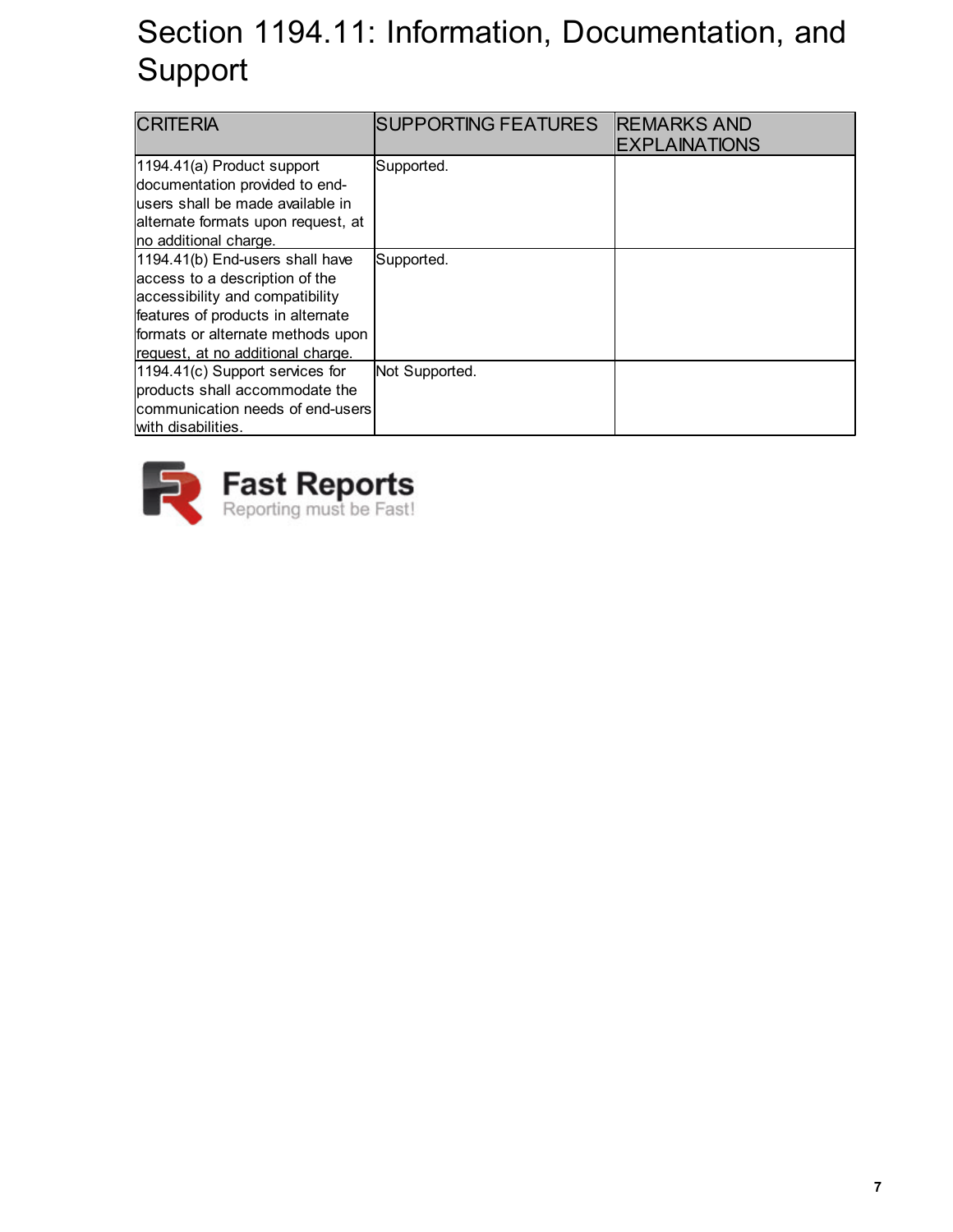# Section 1194.11: Information, Documentation, and Support

| CRITERIA | SUPPORTING FEATURES | REMARKS AND EXPLAINATIONS |
| --- | --- | --- |
| 1194.41(a) Product support documentation provided to end-users shall be made available in alternate formats upon request, at no additional charge. | Supported. | |
| 1194.41(b) End-users shall have access to a description of the accessibility and compatibility features of products in alternate formats or alternate methods upon request, at no additional charge. | Supported. | |
| 1194.41(c) Support services for products shall accommodate the communication needs of end-users with disabilities. | Not Supported. | |

Fast Reports
Reporting must be Fast!